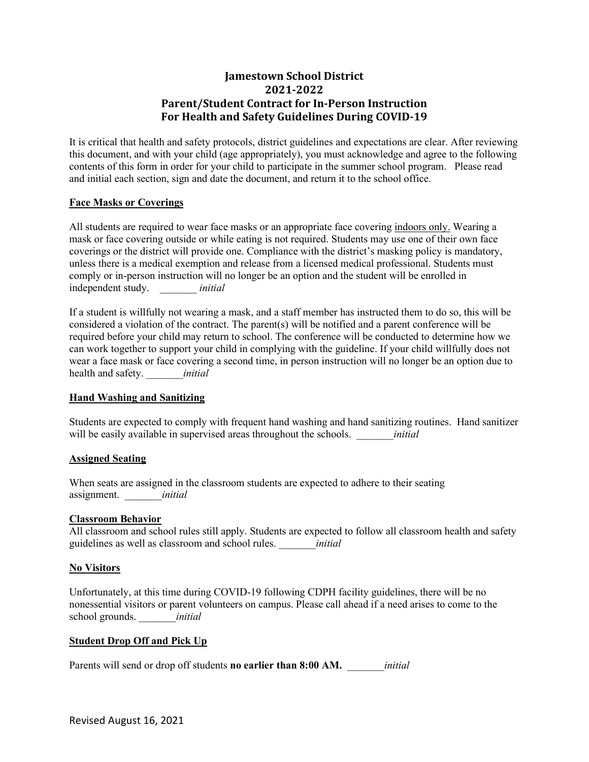# Jamestown School District
# 2021-2022
# Parent/Student Contract for In-Person Instruction
# For Health and Safety Guidelines During COVID-19

It is critical that health and safety protocols, district guidelines and expectations are clear. After reviewing this document, and with your child (age appropriately), you must acknowledge and agree to the following contents of this form in order for your child to participate in the summer school program. Please read and initial each section, sign and date the document, and return it to the school office.

**Face Masks or Coverings**

All students are required to wear face masks or an appropriate face covering indoors only. Wearing a mask or face covering outside or while eating is not required. Students may use one of their own face coverings or the district will provide one. Compliance with the district's masking policy is mandatory, unless there is a medical exemption and release from a licensed medical professional. Students must comply or in-person instruction will no longer be an option and the student will be enrolled in independent study. _______ *initial*

If a student is willfully not wearing a mask, and a staff member has instructed them to do so, this will be considered a violation of the contract. The parent(s) will be notified and a parent conference will be required before your child may return to school. The conference will be conducted to determine how we can work together to support your child in complying with the guideline. If your child willfully does not wear a face mask or face covering a second time, in person instruction will no longer be an option due to health and safety. _______*initial*

**Hand Washing and Sanitizing**

Students are expected to comply with frequent hand washing and hand sanitizing routines. Hand sanitizer will be easily available in supervised areas throughout the schools. _______*initial*

**Assigned Seating**

When seats are assigned in the classroom students are expected to adhere to their seating assignment. _______*initial*

**Classroom Behavior**

All classroom and school rules still apply. Students are expected to follow all classroom health and safety guidelines as well as classroom and school rules. _______*initial*

**No Visitors**

Unfortunately, at this time during COVID-19 following CDPH facility guidelines, there will be no nonessential visitors or parent volunteers on campus. Please call ahead if a need arises to come to the school grounds. _______*initial*

**Student Drop Off and Pick Up**

Parents will send or drop off students **no earlier than 8:00 AM.** _______*initial*

Revised August 16, 2021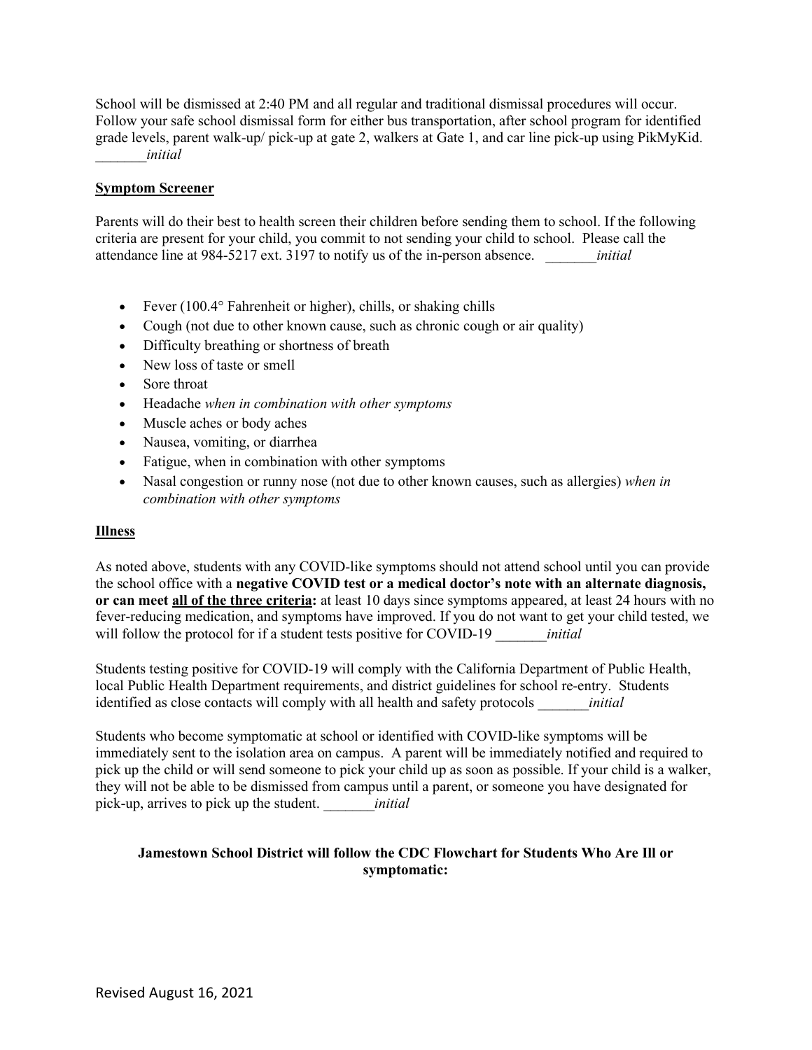School will be dismissed at 2:40 PM and all regular and traditional dismissal procedures will occur. Follow your safe school dismissal form for either bus transportation, after school program for identified grade levels, parent walk-up/ pick-up at gate 2, walkers at Gate 1, and car line pick-up using PikMyKid. _______*initial*

**Symptom Screener**

Parents will do their best to health screen their children before sending them to school. If the following criteria are present for your child, you commit to not sending your child to school. Please call the attendance line at 984-5217 ext. 3197 to notify us of the in-person absence. _______*initial*

- Fever (100.4° Fahrenheit or higher), chills, or shaking chills
- Cough (not due to other known cause, such as chronic cough or air quality)
- Difficulty breathing or shortness of breath
- New loss of taste or smell
- Sore throat
- Headache *when in combination with other symptoms*
- Muscle aches or body aches
- Nausea, vomiting, or diarrhea
- Fatigue, when in combination with other symptoms
- Nasal congestion or runny nose (not due to other known causes, such as allergies) *when in combination with other symptoms*

**Illness**

As noted above, students with any COVID-like symptoms should not attend school until you can provide the school office with a **negative COVID test or a medical doctor's note with an alternate diagnosis, or can meet <u>all of the three criteria</u>:** at least 10 days since symptoms appeared, at least 24 hours with no fever-reducing medication, and symptoms have improved. If you do not want to get your child tested, we will follow the protocol for if a student tests positive for COVID-19 _______*initial*

Students testing positive for COVID-19 will comply with the California Department of Public Health, local Public Health Department requirements, and district guidelines for school re-entry. Students identified as close contacts will comply with all health and safety protocols _______*initial*

Students who become symptomatic at school or identified with COVID-like symptoms will be immediately sent to the isolation area on campus. A parent will be immediately notified and required to pick up the child or will send someone to pick your child up as soon as possible. If your child is a walker, they will not be able to be dismissed from campus until a parent, or someone you have designated for pick-up, arrives to pick up the student. _______*initial*

**Jamestown School District will follow the CDC Flowchart for Students Who Are Ill or symptomatic:**

Revised August 16, 2021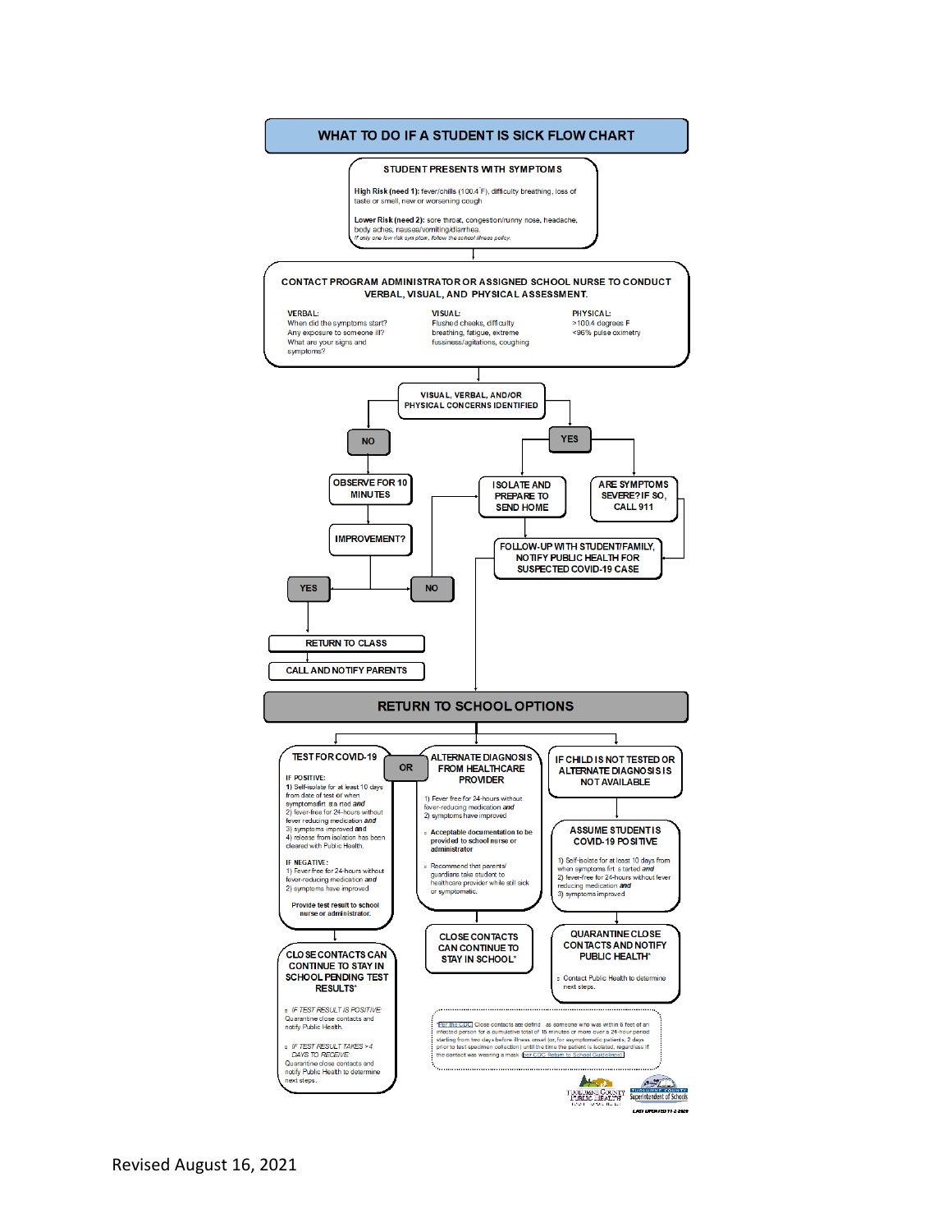# WHAT TO DO IF A STUDENT IS SICK FLOW CHART

## STUDENT PRESENTS WITH SYMPTOMS

**High Risk (need 1):** fever/chills (100.4°F), difficulty breathing, loss of taste or smell, new or worsening cough

**Lower Risk (need 2):** sore throat, congestion/runny nose, headache, body aches, nausea/vomiting/diarrhea.

*If only one low risk symptom, follow the school illness policy.*

## CONTACT PROGRAM ADMINISTRATOR OR ASSIGNED SCHOOL NURSE TO CONDUCT VERBAL, VISUAL, AND PHYSICAL ASSESSMENT.

**VERBAL:**
When did the symptoms start?
Any exposure to someone ill?
What are your signs and symptoms?

**VISUAL:**
Flushed cheeks, difficulty breathing, fatigue, extreme fussiness/agitations, coughing

**PHYSICAL:**
>100.4 degrees F
<96% pulse oximetry

## VISUAL, VERBAL, AND/OR PHYSICAL CONCERNS IDENTIFIED

**NO** → OBSERVE FOR 10 MINUTES → IMPROVEMENT?
- **YES** → RETURN TO CLASS → CALL AND NOTIFY PARENTS
- **NO** → ISOLATE AND PREPARE TO SEND HOME

**YES** →
- ISOLATE AND PREPARE TO SEND HOME → FOLLOW-UP WITH STUDENT/FAMILY, NOTIFY PUBLIC HEALTH FOR SUSPECTED COVID-19 CASE → RETURN TO SCHOOL OPTIONS
- ARE SYMPTOMS SEVERE? IF SO, CALL 911 → FOLLOW-UP WITH STUDENT/FAMILY, NOTIFY PUBLIC HEALTH FOR SUSPECTED COVID-19 CASE

## RETURN TO SCHOOL OPTIONS

### TEST FOR COVID-19

**IF POSITIVE:**
1) Self-isolate for at least 10 days from date of test or when symptoms first started **and**
2) fever-free for 24-hours without fever reducing medication **and**
3) symptoms improved **and**
4) release from isolation has been cleared with Public Health.

**IF NEGATIVE:**
1) Fever free for 24-hours without fever-reducing medication **and**
2) symptoms have improved

**Provide test result to school nurse or administrator.**

→ **CLOSE CONTACTS CAN CONTINUE TO STAY IN SCHOOL PENDING TEST RESULTS***

- *IF TEST RESULT IS POSITIVE:* Quarantine close contacts and notify Public Health.
- *IF TEST RESULT TAKES >4 DAYS TO RECEIVE:* Quarantine close contacts and notify Public Health to determine next steps.

**OR**

### ALTERNATE DIAGNOSIS FROM HEALTHCARE PROVIDER

1) Fever free for 24-hours without fever-reducing medication **and**
2) symptoms have improved

- **Acceptable documentation to be provided to school nurse or administrator**
- Recommend that parents/guardians take student to healthcare provider while still sick or symptomatic.

→ **CLOSE CONTACTS CAN CONTINUE TO STAY IN SCHOOL***

### IF CHILD IS NOT TESTED OR ALTERNATE DIAGNOSIS IS NOT AVAILABLE

→ **ASSUME STUDENT IS COVID-19 POSITIVE**

1) Self-isolate for at least 10 days from when symptoms first started **and**
2) fever-free for 24-hours without fever reducing medication **and**
3) symptoms improved.

→ **QUARANTINE CLOSE CONTACTS AND NOTIFY PUBLIC HEALTH***

- Contact Public Health to determine next steps.

*Per the CDC Close contacts are defined as someone who was within 6 feet of an infected person for a cumulative total of 15 minutes or more over a 24-hour period starting from two days before illness onset (or, for asymptomatic patients, 2 days prior to test specimen collection) until the time the patient is isolated, regardless if the contact was wearing a mask. Per CDC Return to School Guidelines

Tuolumne County Public Health | Tuolumne County Superintendent of Schools

LAST UPDATED 11-2-2020

Revised August 16, 2021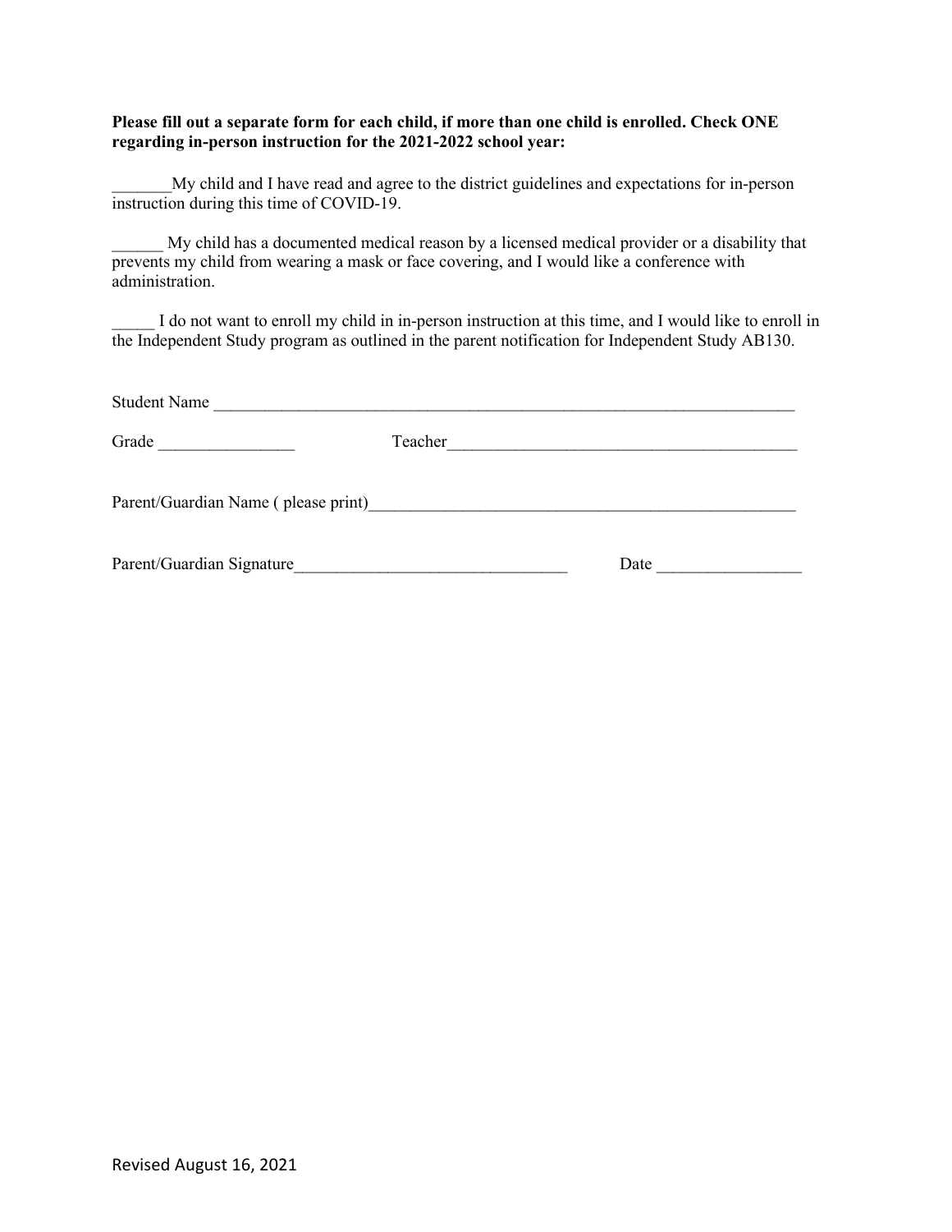**Please fill out a separate form for each child, if more than one child is enrolled. Check ONE regarding in-person instruction for the 2021-2022 school year:**

_______My child and I have read and agree to the district guidelines and expectations for in-person instruction during this time of COVID-19.

______ My child has a documented medical reason by a licensed medical provider or a disability that prevents my child from wearing a mask or face covering, and I would like a conference with administration.

_____ I do not want to enroll my child in in-person instruction at this time, and I would like to enroll in the Independent Study program as outlined in the parent notification for Independent Study AB130.

Student Name ________________________________________________________________________

Grade ________________ Teacher__________________________________________

Parent/Guardian Name ( please print)____________________________________________________

Parent/Guardian Signature________________________________ Date _________________

Revised August 16, 2021